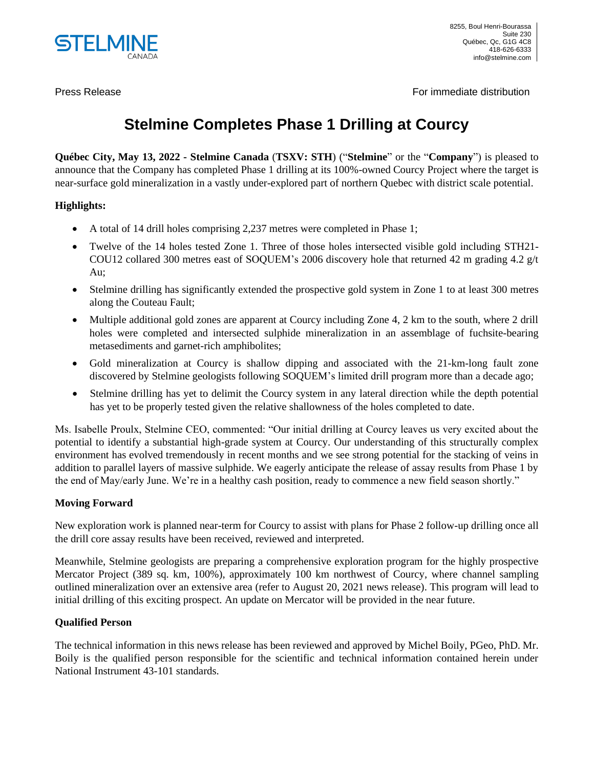STELMINE CANADA

8255, Boul Henri-Bourassa
Suite 230
Québec, Qc, G1G 4C8
418-626-6333
info@stelmine.com

Press Release For immediate distribution

# Stelmine Completes Phase 1 Drilling at Courcy

**Québec City, May 13, 2022 - Stelmine Canada** (**TSXV: STH**) ("**Stelmine**" or the "**Company**") is pleased to announce that the Company has completed Phase 1 drilling at its 100%-owned Courcy Project where the target is near-surface gold mineralization in a vastly under-explored part of northern Quebec with district scale potential.

**Highlights:**

- A total of 14 drill holes comprising 2,237 metres were completed in Phase 1;
- Twelve of the 14 holes tested Zone 1. Three of those holes intersected visible gold including STH21-COU12 collared 300 metres east of SOQUEM's 2006 discovery hole that returned 42 m grading 4.2 g/t Au;
- Stelmine drilling has significantly extended the prospective gold system in Zone 1 to at least 300 metres along the Couteau Fault;
- Multiple additional gold zones are apparent at Courcy including Zone 4, 2 km to the south, where 2 drill holes were completed and intersected sulphide mineralization in an assemblage of fuchsite-bearing metasediments and garnet-rich amphibolites;
- Gold mineralization at Courcy is shallow dipping and associated with the 21-km-long fault zone discovered by Stelmine geologists following SOQUEM's limited drill program more than a decade ago;
- Stelmine drilling has yet to delimit the Courcy system in any lateral direction while the depth potential has yet to be properly tested given the relative shallowness of the holes completed to date.

Ms. Isabelle Proulx, Stelmine CEO, commented: "Our initial drilling at Courcy leaves us very excited about the potential to identify a substantial high-grade system at Courcy. Our understanding of this structurally complex environment has evolved tremendously in recent months and we see strong potential for the stacking of veins in addition to parallel layers of massive sulphide. We eagerly anticipate the release of assay results from Phase 1 by the end of May/early June. We're in a healthy cash position, ready to commence a new field season shortly."

### Moving Forward

New exploration work is planned near-term for Courcy to assist with plans for Phase 2 follow-up drilling once all the drill core assay results have been received, reviewed and interpreted.

Meanwhile, Stelmine geologists are preparing a comprehensive exploration program for the highly prospective Mercator Project (389 sq. km, 100%), approximately 100 km northwest of Courcy, where channel sampling outlined mineralization over an extensive area (refer to August 20, 2021 news release). This program will lead to initial drilling of this exciting prospect. An update on Mercator will be provided in the near future.

### Qualified Person

The technical information in this news release has been reviewed and approved by Michel Boily, PGeo, PhD. Mr. Boily is the qualified person responsible for the scientific and technical information contained herein under National Instrument 43-101 standards.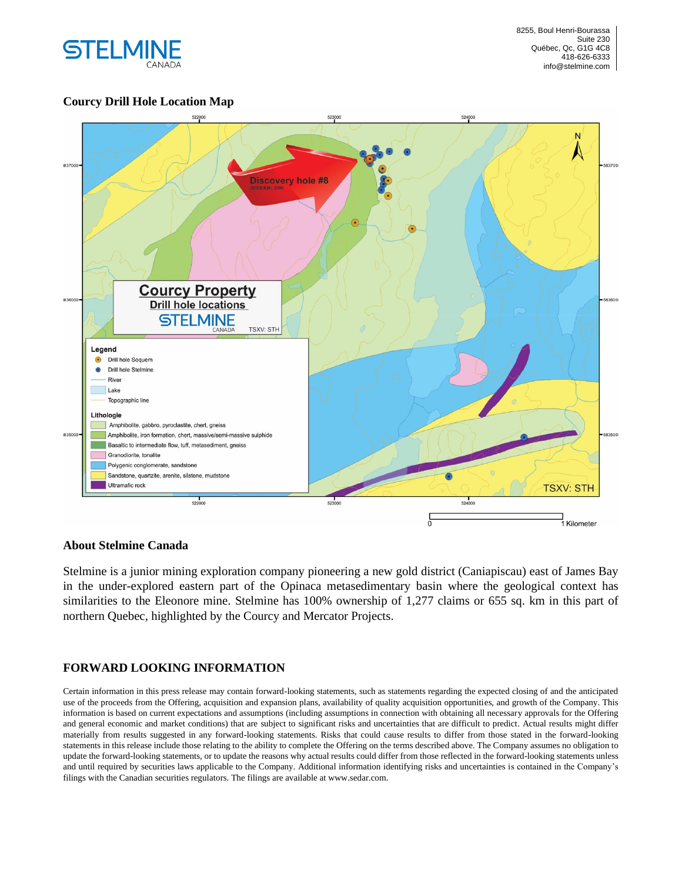### Courcy Drill Hole Location Map

### About Stelmine Canada

Stelmine is a junior mining exploration company pioneering a new gold district (Caniapiscau) east of James Bay in the under-explored eastern part of the Opinaca metasedimentary basin where the geological context has similarities to the Eleonore mine. Stelmine has 100% ownership of 1,277 claims or 655 sq. km in this part of northern Quebec, highlighted by the Courcy and Mercator Projects.

### FORWARD LOOKING INFORMATION

Certain information in this press release may contain forward-looking statements, such as statements regarding the expected closing of and the anticipated use of the proceeds from the Offering, acquisition and expansion plans, availability of quality acquisition opportunities, and growth of the Company. This information is based on current expectations and assumptions (including assumptions in connection with obtaining all necessary approvals for the Offering and general economic and market conditions) that are subject to significant risks and uncertainties that are difficult to predict. Actual results might differ materially from results suggested in any forward-looking statements. Risks that could cause results to differ from those stated in the forward-looking statements in this release include those relating to the ability to complete the Offering on the terms described above. The Company assumes no obligation to update the forward-looking statements, or to update the reasons why actual results could differ from those reflected in the forward-looking statements unless and until required by securities laws applicable to the Company. Additional information identifying risks and uncertainties is contained in the Company's filings with the Canadian securities regulators. The filings are available at www.sedar.com.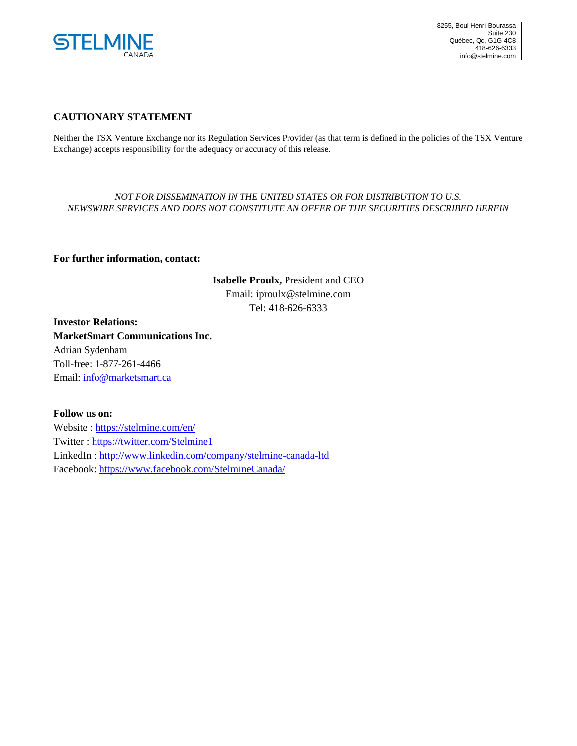8255, Boul Henri-Bourassa
Suite 230
Québec, Qc, G1G 4C8
418-626-6333
info@stelmine.com

## CAUTIONARY STATEMENT

Neither the TSX Venture Exchange nor its Regulation Services Provider (as that term is defined in the policies of the TSX Venture Exchange) accepts responsibility for the adequacy or accuracy of this release.

*NOT FOR DISSEMINATION IN THE UNITED STATES OR FOR DISTRIBUTION TO U.S. NEWSWIRE SERVICES AND DOES NOT CONSTITUTE AN OFFER OF THE SECURITIES DESCRIBED HEREIN*

**For further information, contact:**

**Isabelle Proulx,** President and CEO
Email: iproulx@stelmine.com
Tel: 418-626-6333

**Investor Relations:**
**MarketSmart Communications Inc.**
Adrian Sydenham
Toll-free: 1-877-261-4466
Email: info@marketsmart.ca

**Follow us on:**
Website : https://stelmine.com/en/
Twitter : https://twitter.com/Stelmine1
LinkedIn : http://www.linkedin.com/company/stelmine-canada-ltd
Facebook: https://www.facebook.com/StelmineCanada/